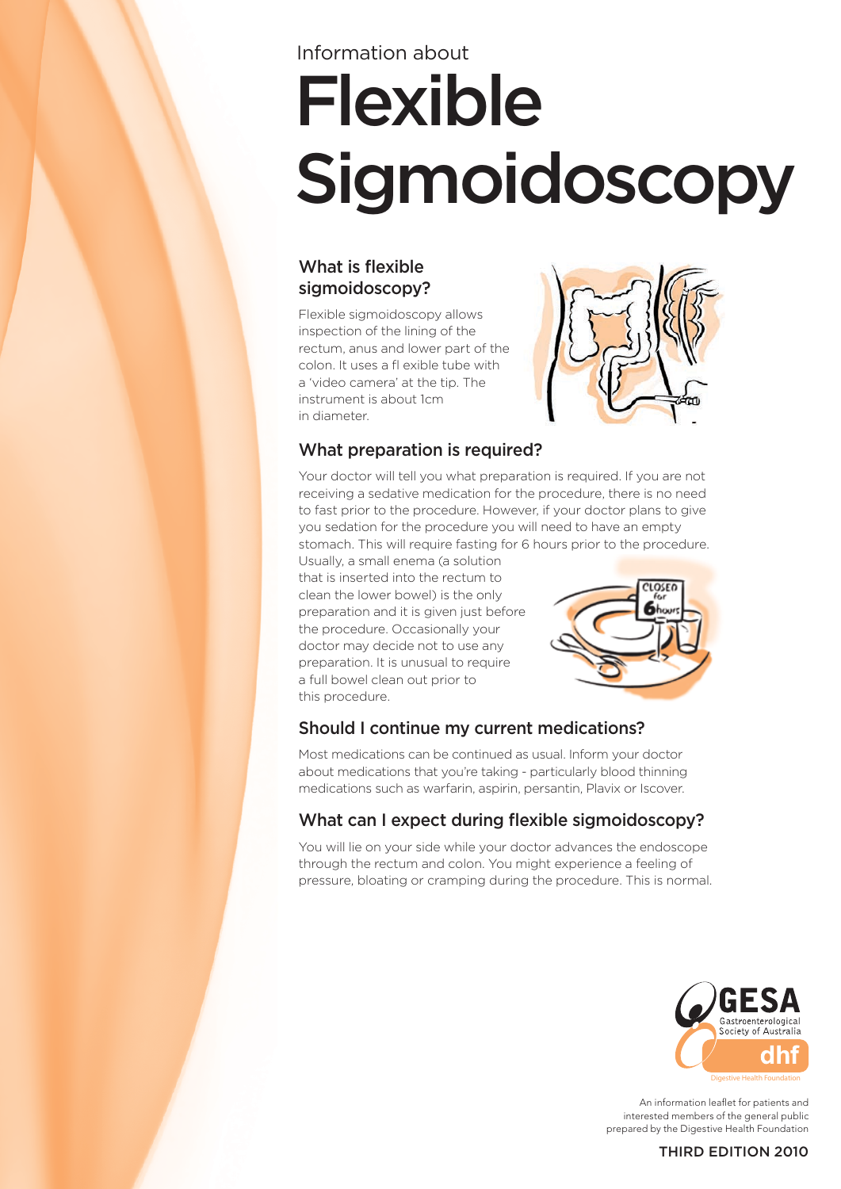Information about

# Flexible Sigmoidoscopy

## What is flexible sigmoidoscopy?

Flexible sigmoidoscopy allows inspection of the lining of the rectum, anus and lower part of the colon. It uses a fl exible tube with a 'video camera' at the tip. The instrument is about 1cm in diameter.

## What preparation is required?

Your doctor will tell you what preparation is required. If you are not receiving a sedative medication for the procedure, there is no need to fast prior to the procedure. However, if your doctor plans to give you sedation for the procedure you will need to have an empty stomach. This will require fasting for 6 hours prior to the procedure. Usually, a small enema (a solution that is inserted into the rectum to clean the lower bowel) is the only preparation and it is given just before the procedure. Occasionally your doctor may decide not to use any preparation. It is unusual to require a full bowel clean out prior to this procedure.

## Should I continue my current medications?

Most medications can be continued as usual. Inform your doctor about medications that you're taking - particularly blood thinning medications such as warfarin, aspirin, persantin, Plavix or Iscover.

## What can I expect during flexible sigmoidoscopy?

You will lie on your side while your doctor advances the endoscope through the rectum and colon. You might experience a feeling of pressure, bloating or cramping during the procedure. This is normal.

GESA Gastroenterological Society of Australia

dhf Digestive Health Foundation

An information leaflet for patients and interested members of the general public prepared by the Digestive Health Foundation

THIRD EDITION 2010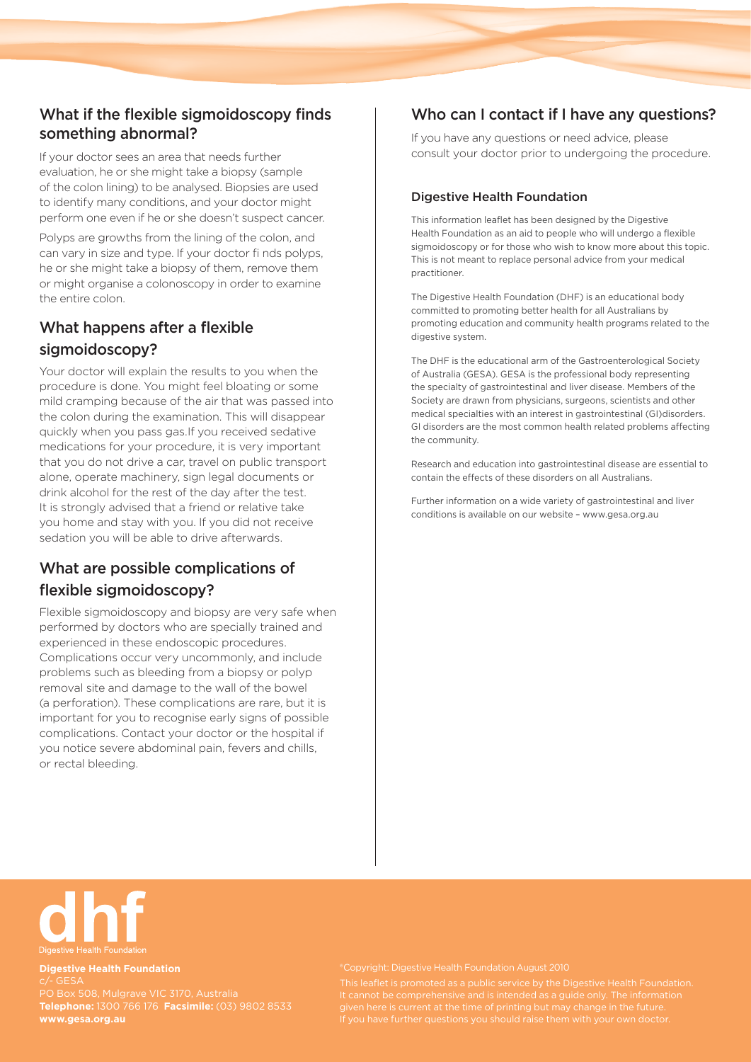## What if the flexible sigmoidoscopy finds something abnormal?

If your doctor sees an area that needs further evaluation, he or she might take a biopsy (sample of the colon lining) to be analysed. Biopsies are used to identify many conditions, and your doctor might perform one even if he or she doesn't suspect cancer.

Polyps are growths from the lining of the colon, and can vary in size and type. If your doctor fi nds polyps, he or she might take a biopsy of them, remove them or might organise a colonoscopy in order to examine the entire colon.

## What happens after a flexible sigmoidoscopy?

Your doctor will explain the results to you when the procedure is done. You might feel bloating or some mild cramping because of the air that was passed into the colon during the examination. This will disappear quickly when you pass gas.If you received sedative medications for your procedure, it is very important that you do not drive a car, travel on public transport alone, operate machinery, sign legal documents or drink alcohol for the rest of the day after the test. It is strongly advised that a friend or relative take you home and stay with you. If you did not receive sedation you will be able to drive afterwards.

## What are possible complications of flexible sigmoidoscopy?

Flexible sigmoidoscopy and biopsy are very safe when performed by doctors who are specially trained and experienced in these endoscopic procedures. Complications occur very uncommonly, and include problems such as bleeding from a biopsy or polyp removal site and damage to the wall of the bowel (a perforation). These complications are rare, but it is important for you to recognise early signs of possible complications. Contact your doctor or the hospital if you notice severe abdominal pain, fevers and chills, or rectal bleeding.

## Who can I contact if I have any questions?

If you have any questions or need advice, please consult your doctor prior to undergoing the procedure.

### Digestive Health Foundation

This information leaflet has been designed by the Digestive Health Foundation as an aid to people who will undergo a flexible sigmoidoscopy or for those who wish to know more about this topic. This is not meant to replace personal advice from your medical practitioner.

The Digestive Health Foundation (DHF) is an educational body committed to promoting better health for all Australians by promoting education and community health programs related to the digestive system.

The DHF is the educational arm of the Gastroenterological Society of Australia (GESA). GESA is the professional body representing the specialty of gastrointestinal and liver disease. Members of the Society are drawn from physicians, surgeons, scientists and other medical specialties with an interest in gastrointestinal (GI)disorders. GI disorders are the most common health related problems affecting the community.

Research and education into gastrointestinal disease are essential to contain the effects of these disorders on all Australians.

Further information on a wide variety of gastrointestinal and liver conditions is available on our website – www.gesa.org.au

dhf
Digestive Health Foundation

**Digestive Health Foundation**
c/- GESA
PO Box 508, Mulgrave VIC 3170, Australia
**Telephone:** 1300 766 176 **Facsimile:** (03) 9802 8533
**www.gesa.org.au**

©Copyright: Digestive Health Foundation August 2010

This leaflet is promoted as a public service by the Digestive Health Foundation. It cannot be comprehensive and is intended as a guide only. The information given here is current at the time of printing but may change in the future. If you have further questions you should raise them with your own doctor.